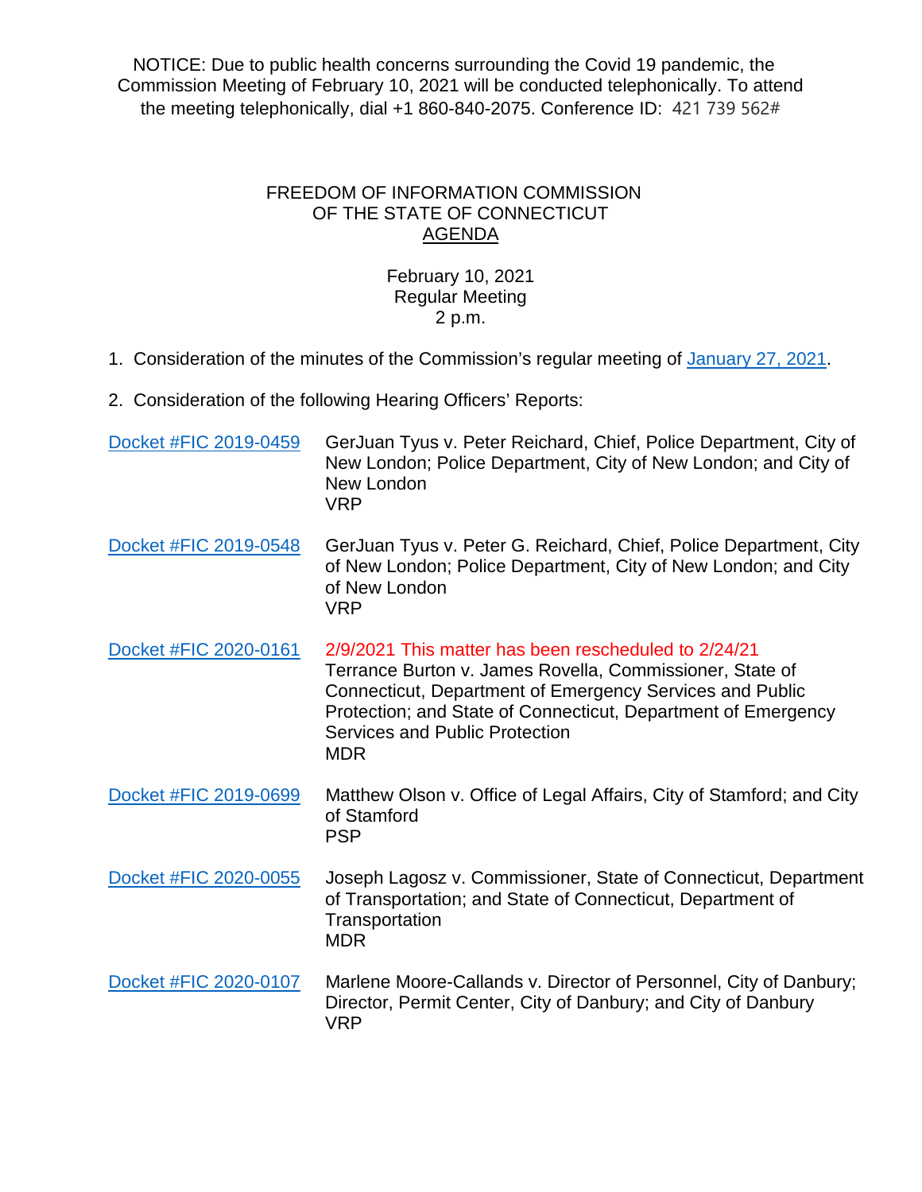NOTICE: Due to public health concerns surrounding the Covid 19 pandemic, the Commission Meeting of February 10, 2021 will be conducted telephonically. To attend the meeting telephonically, dial +1 860-840-2075. Conference ID: 421 739 562#

# FREEDOM OF INFORMATION COMMISSION
# OF THE STATE OF CONNECTICUT
## AGENDA

February 10, 2021
Regular Meeting
2 p.m.

1. Consideration of the minutes of the Commission's regular meeting of January 27, 2021.

2. Consideration of the following Hearing Officers' Reports:

| | |
|---|---|
| Docket #FIC 2019-0459 | GerJuan Tyus v. Peter Reichard, Chief, Police Department, City of New London; Police Department, City of New London; and City of New London<br>VRP |
| Docket #FIC 2019-0548 | GerJuan Tyus v. Peter G. Reichard, Chief, Police Department, City of New London; Police Department, City of New London; and City of New London<br>VRP |
| Docket #FIC 2020-0161 | 2/9/2021 This matter has been rescheduled to 2/24/21<br>Terrance Burton v. James Rovella, Commissioner, State of Connecticut, Department of Emergency Services and Public Protection; and State of Connecticut, Department of Emergency Services and Public Protection<br>MDR |
| Docket #FIC 2019-0699 | Matthew Olson v. Office of Legal Affairs, City of Stamford; and City of Stamford<br>PSP |
| Docket #FIC 2020-0055 | Joseph Lagosz v. Commissioner, State of Connecticut, Department of Transportation; and State of Connecticut, Department of Transportation<br>MDR |
| Docket #FIC 2020-0107 | Marlene Moore-Callands v. Director of Personnel, City of Danbury; Director, Permit Center, City of Danbury; and City of Danbury<br>VRP |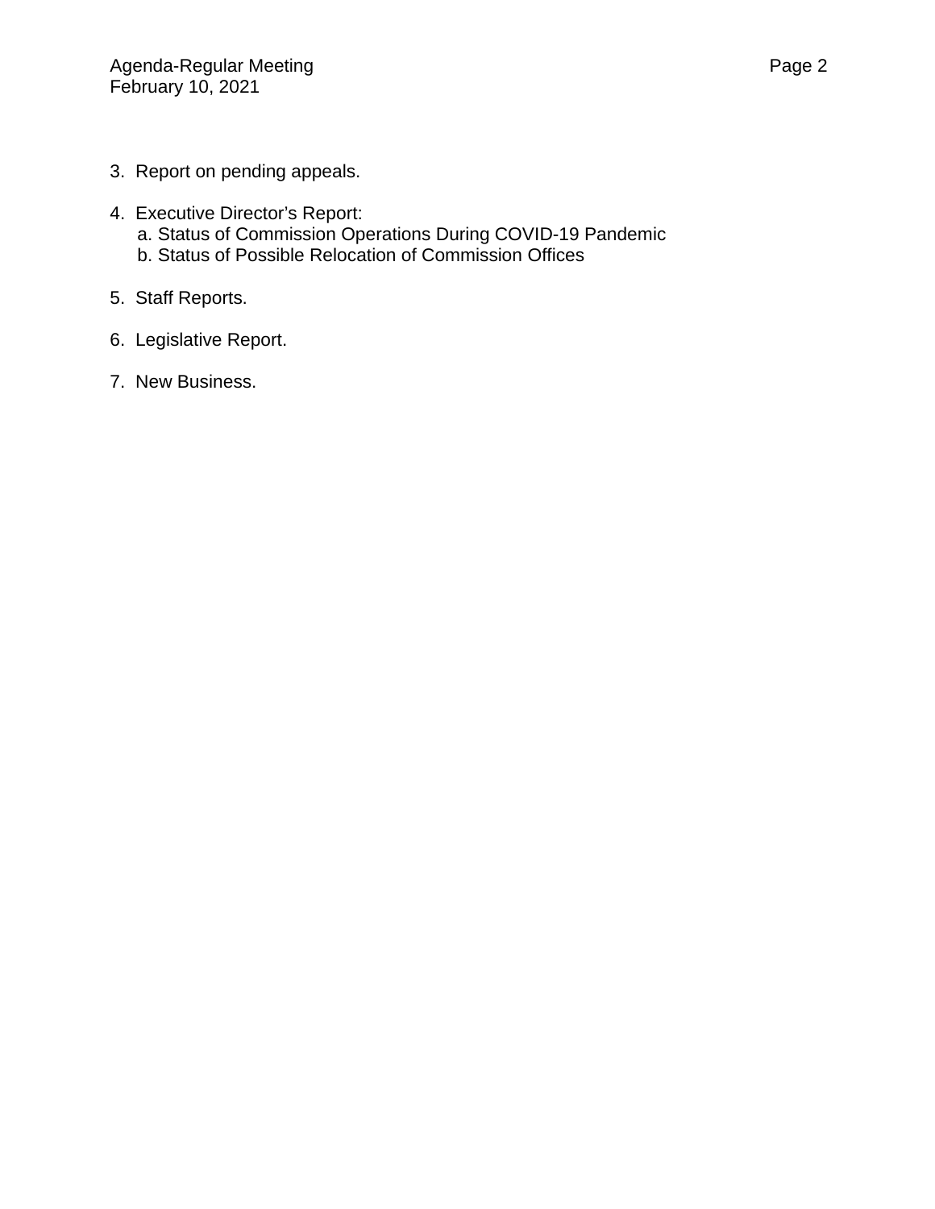3. Report on pending appeals.

4. Executive Director's Report:
   a. Status of Commission Operations During COVID-19 Pandemic
   b. Status of Possible Relocation of Commission Offices

5. Staff Reports.

6. Legislative Report.

7. New Business.